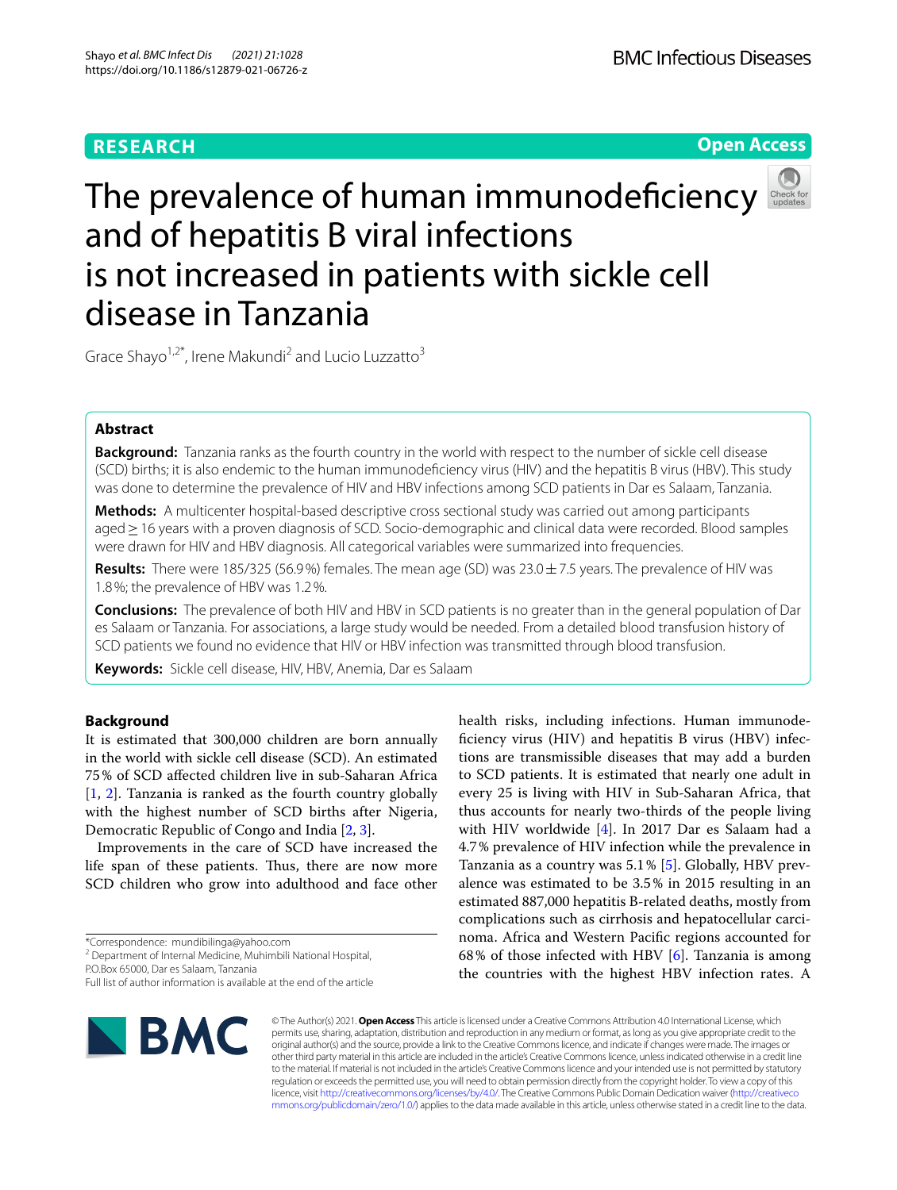RESEARCH

Open Access

# The prevalence of human immunodeficiency and of hepatitis B viral infections is not increased in patients with sickle cell disease in Tanzania

Grace Shayo[1,2*], Irene Makundi[2] and Lucio Luzzatto[3]

## Abstract

**Background:** Tanzania ranks as the fourth country in the world with respect to the number of sickle cell disease (SCD) births; it is also endemic to the human immunodeficiency virus (HIV) and the hepatitis B virus (HBV). This study was done to determine the prevalence of HIV and HBV infections among SCD patients in Dar es Salaam, Tanzania.

**Methods:** A multicenter hospital-based descriptive cross sectional study was carried out among participants aged ≥ 16 years with a proven diagnosis of SCD. Socio-demographic and clinical data were recorded. Blood samples were drawn for HIV and HBV diagnosis. All categorical variables were summarized into frequencies.

**Results:** There were 185/325 (56.9%) females. The mean age (SD) was 23.0 ± 7.5 years. The prevalence of HIV was 1.8%; the prevalence of HBV was 1.2%.

**Conclusions:** The prevalence of both HIV and HBV in SCD patients is no greater than in the general population of Dar es Salaam or Tanzania. For associations, a large study would be needed. From a detailed blood transfusion history of SCD patients we found no evidence that HIV or HBV infection was transmitted through blood transfusion.

**Keywords:** Sickle cell disease, HIV, HBV, Anemia, Dar es Salaam

## Background

It is estimated that 300,000 children are born annually in the world with sickle cell disease (SCD). An estimated 75% of SCD affected children live in sub-Saharan Africa [1, 2]. Tanzania is ranked as the fourth country globally with the highest number of SCD births after Nigeria, Democratic Republic of Congo and India [2, 3].

Improvements in the care of SCD have increased the life span of these patients. Thus, there are now more SCD children who grow into adulthood and face other health risks, including infections. Human immunodeficiency virus (HIV) and hepatitis B virus (HBV) infections are transmissible diseases that may add a burden to SCD patients. It is estimated that nearly one adult in every 25 is living with HIV in Sub-Saharan Africa, that thus accounts for nearly two-thirds of the people living with HIV worldwide [4]. In 2017 Dar es Salaam had a 4.7% prevalence of HIV infection while the prevalence in Tanzania as a country was 5.1% [5]. Globally, HBV prevalence was estimated to be 3.5% in 2015 resulting in an estimated 887,000 hepatitis B-related deaths, mostly from complications such as cirrhosis and hepatocellular carcinoma. Africa and Western Pacific regions accounted for 68% of those infected with HBV [6]. Tanzania is among the countries with the highest HBV infection rates. A

*Correspondence: mundibilinga@yahoo.com
[2] Department of Internal Medicine, Muhimbili National Hospital, P.O.Box 65000, Dar es Salaam, Tanzania
Full list of author information is available at the end of the article

© The Author(s) 2021. **Open Access** This article is licensed under a Creative Commons Attribution 4.0 International License, which permits use, sharing, adaptation, distribution and reproduction in any medium or format, as long as you give appropriate credit to the original author(s) and the source, provide a link to the Creative Commons licence, and indicate if changes were made. The images or other third party material in this article are included in the article's Creative Commons licence, unless indicated otherwise in a credit line to the material. If material is not included in the article's Creative Commons licence and your intended use is not permitted by statutory regulation or exceeds the permitted use, you will need to obtain permission directly from the copyright holder. To view a copy of this licence, visit http://creativecommons.org/licenses/by/4.0/. The Creative Commons Public Domain Dedication waiver (http://creativecommons.org/publicdomain/zero/1.0/) applies to the data made available in this article, unless otherwise stated in a credit line to the data.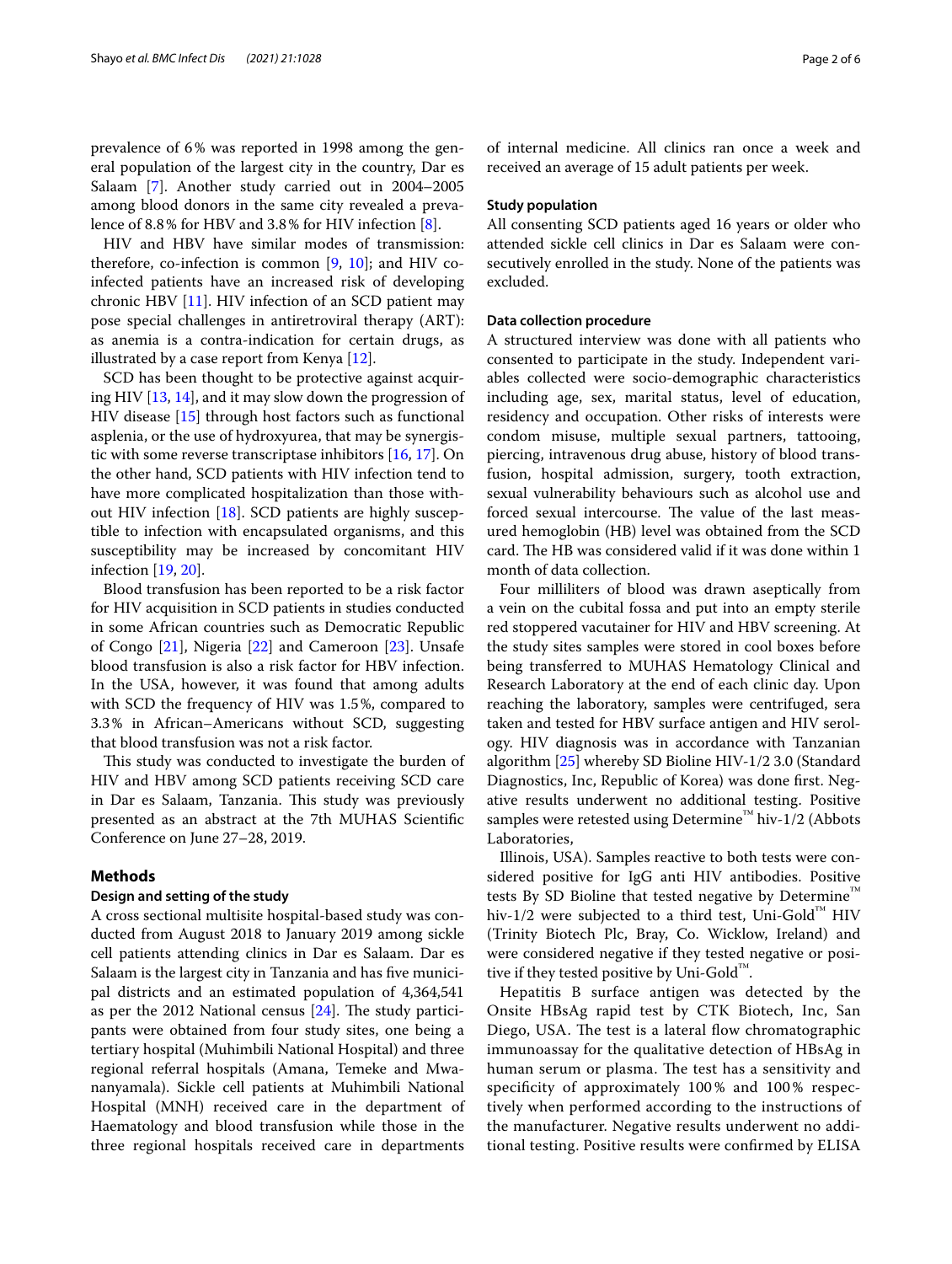prevalence of 6% was reported in 1998 among the general population of the largest city in the country, Dar es Salaam [7]. Another study carried out in 2004–2005 among blood donors in the same city revealed a prevalence of 8.8% for HBV and 3.8% for HIV infection [8].

HIV and HBV have similar modes of transmission: therefore, co-infection is common [9, 10]; and HIV co-infected patients have an increased risk of developing chronic HBV [11]. HIV infection of an SCD patient may pose special challenges in antiretroviral therapy (ART): as anemia is a contra-indication for certain drugs, as illustrated by a case report from Kenya [12].

SCD has been thought to be protective against acquiring HIV [13, 14], and it may slow down the progression of HIV disease [15] through host factors such as functional asplenia, or the use of hydroxyurea, that may be synergistic with some reverse transcriptase inhibitors [16, 17]. On the other hand, SCD patients with HIV infection tend to have more complicated hospitalization than those without HIV infection [18]. SCD patients are highly susceptible to infection with encapsulated organisms, and this susceptibility may be increased by concomitant HIV infection [19, 20].

Blood transfusion has been reported to be a risk factor for HIV acquisition in SCD patients in studies conducted in some African countries such as Democratic Republic of Congo [21], Nigeria [22] and Cameroon [23]. Unsafe blood transfusion is also a risk factor for HBV infection. In the USA, however, it was found that among adults with SCD the frequency of HIV was 1.5%, compared to 3.3% in African–Americans without SCD, suggesting that blood transfusion was not a risk factor.

This study was conducted to investigate the burden of HIV and HBV among SCD patients receiving SCD care in Dar es Salaam, Tanzania. This study was previously presented as an abstract at the 7th MUHAS Scientific Conference on June 27–28, 2019.

## Methods

### Design and setting of the study

A cross sectional multisite hospital-based study was conducted from August 2018 to January 2019 among sickle cell patients attending clinics in Dar es Salaam. Dar es Salaam is the largest city in Tanzania and has five municipal districts and an estimated population of 4,364,541 as per the 2012 National census [24]. The study participants were obtained from four study sites, one being a tertiary hospital (Muhimbili National Hospital) and three regional referral hospitals (Amana, Temeke and Mwananyamala). Sickle cell patients at Muhimbili National Hospital (MNH) received care in the department of Haematology and blood transfusion while those in the three regional hospitals received care in departments of internal medicine. All clinics ran once a week and received an average of 15 adult patients per week.

### Study population

All consenting SCD patients aged 16 years or older who attended sickle cell clinics in Dar es Salaam were consecutively enrolled in the study. None of the patients was excluded.

### Data collection procedure

A structured interview was done with all patients who consented to participate in the study. Independent variables collected were socio-demographic characteristics including age, sex, marital status, level of education, residency and occupation. Other risks of interests were condom misuse, multiple sexual partners, tattooing, piercing, intravenous drug abuse, history of blood transfusion, hospital admission, surgery, tooth extraction, sexual vulnerability behaviours such as alcohol use and forced sexual intercourse. The value of the last measured hemoglobin (HB) level was obtained from the SCD card. The HB was considered valid if it was done within 1 month of data collection.

Four milliliters of blood was drawn aseptically from a vein on the cubital fossa and put into an empty sterile red stoppered vacutainer for HIV and HBV screening. At the study sites samples were stored in cool boxes before being transferred to MUHAS Hematology Clinical and Research Laboratory at the end of each clinic day. Upon reaching the laboratory, samples were centrifuged, sera taken and tested for HBV surface antigen and HIV serology. HIV diagnosis was in accordance with Tanzanian algorithm [25] whereby SD Bioline HIV-1/2 3.0 (Standard Diagnostics, Inc, Republic of Korea) was done first. Negative results underwent no additional testing. Positive samples were retested using Determine™ hiv-1/2 (Abbots Laboratories,

Illinois, USA). Samples reactive to both tests were considered positive for IgG anti HIV antibodies. Positive tests By SD Bioline that tested negative by Determine™ hiv-1/2 were subjected to a third test, Uni-Gold™ HIV (Trinity Biotech Plc, Bray, Co. Wicklow, Ireland) and were considered negative if they tested negative or positive if they tested positive by Uni-Gold™.

Hepatitis B surface antigen was detected by the Onsite HBsAg rapid test by CTK Biotech, Inc, San Diego, USA. The test is a lateral flow chromatographic immunoassay for the qualitative detection of HBsAg in human serum or plasma. The test has a sensitivity and specificity of approximately 100% and 100% respectively when performed according to the instructions of the manufacturer. Negative results underwent no additional testing. Positive results were confirmed by ELISA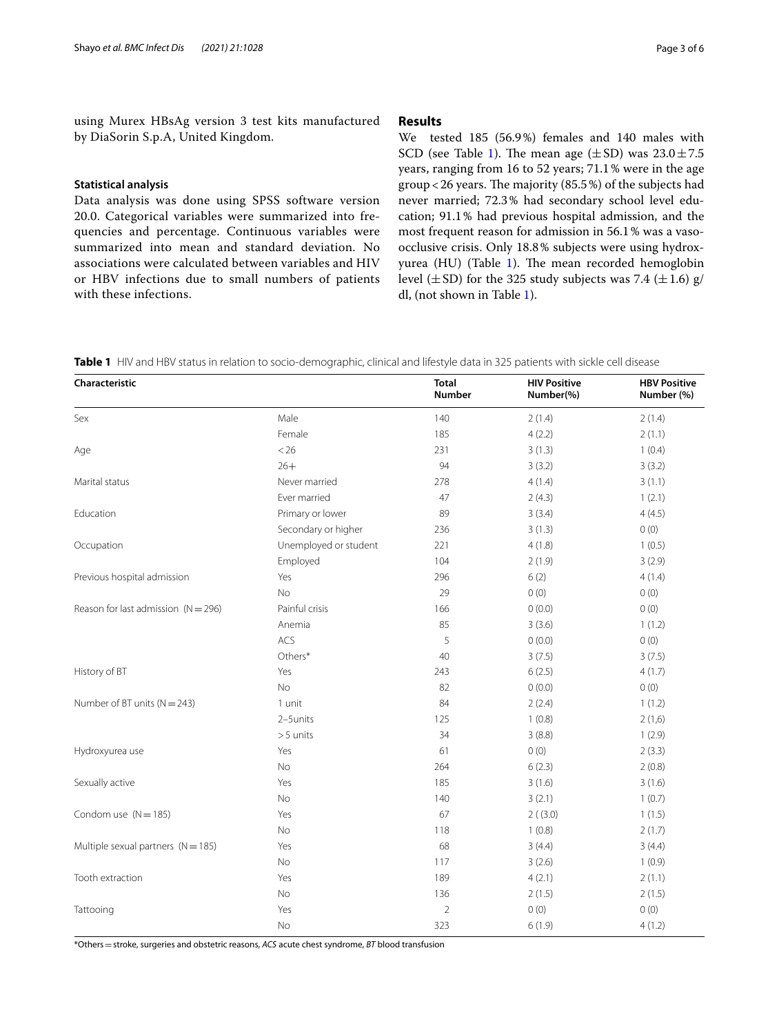using Murex HBsAg version 3 test kits manufactured by DiaSorin S.p.A, United Kingdom.

### Statistical analysis

Data analysis was done using SPSS software version 20.0. Categorical variables were summarized into frequencies and percentage. Continuous variables were summarized into mean and standard deviation. No associations were calculated between variables and HIV or HBV infections due to small numbers of patients with these infections.

## Results

We tested 185 (56.9%) females and 140 males with SCD (see Table 1). The mean age (±SD) was 23.0±7.5 years, ranging from 16 to 52 years; 71.1% were in the age group <26 years. The majority (85.5%) of the subjects had never married; 72.3% had secondary school level education; 91.1% had previous hospital admission, and the most frequent reason for admission in 56.1% was a vaso-occlusive crisis. Only 18.8% subjects were using hydroxyurea (HU) (Table 1). The mean recorded hemoglobin level (±SD) for the 325 study subjects was 7.4 (±1.6) g/dl, (not shown in Table 1).

**Table 1** HIV and HBV status in relation to socio-demographic, clinical and lifestyle data in 325 patients with sickle cell disease

| Characteristic | | Total Number | HIV Positive Number(%) | HBV Positive Number (%) |
|---|---|---|---|---|
| Sex | Male | 140 | 2 (1.4) | 2 (1.4) |
| | Female | 185 | 4 (2.2) | 2 (1.1) |
| Age | <26 | 231 | 3 (1.3) | 1 (0.4) |
| | 26+ | 94 | 3 (3.2) | 3 (3.2) |
| Marital status | Never married | 278 | 4 (1.4) | 3 (1.1) |
| | Ever married | 47 | 2 (4.3) | 1 (2.1) |
| Education | Primary or lower | 89 | 3 (3.4) | 4 (4.5) |
| | Secondary or higher | 236 | 3 (1.3) | 0 (0) |
| Occupation | Unemployed or student | 221 | 4 (1.8) | 1 (0.5) |
| | Employed | 104 | 2 (1.9) | 3 (2.9) |
| Previous hospital admission | Yes | 296 | 6 (2) | 4 (1.4) |
| | No | 29 | 0 (0) | 0 (0) |
| Reason for last admission (N=296) | Painful crisis | 166 | 0 (0.0) | 0 (0) |
| | Anemia | 85 | 3 (3.6) | 1 (1.2) |
| | ACS | 5 | 0 (0.0) | 0 (0) |
| | Others* | 40 | 3 (7.5) | 3 (7.5) |
| History of BT | Yes | 243 | 6 (2.5) | 4 (1.7) |
| | No | 82 | 0 (0.0) | 0 (0) |
| Number of BT units (N=243) | 1 unit | 84 | 2 (2.4) | 1 (1.2) |
| | 2–5units | 125 | 1 (0.8) | 2 (1,6) |
| | >5 units | 34 | 3 (8.8) | 1 (2.9) |
| Hydroxyurea use | Yes | 61 | 0 (0) | 2 (3.3) |
| | No | 264 | 6 (2.3) | 2 (0.8) |
| Sexually active | Yes | 185 | 3 (1.6) | 3 (1.6) |
| | No | 140 | 3 (2.1) | 1 (0.7) |
| Condom use (N=185) | Yes | 67 | 2 ( (3.0) | 1 (1.5) |
| | No | 118 | 1 (0.8) | 2 (1.7) |
| Multiple sexual partners (N=185) | Yes | 68 | 3 (4.4) | 3 (4.4) |
| | No | 117 | 3 (2.6) | 1 (0.9) |
| Tooth extraction | Yes | 189 | 4 (2.1) | 2 (1.1) |
| | No | 136 | 2 (1.5) | 2 (1.5) |
| Tattooing | Yes | 2 | 0 (0) | 0 (0) |
| | No | 323 | 6 (1.9) | 4 (1.2) |

*Others=stroke, surgeries and obstetric reasons, *ACS* acute chest syndrome, *BT* blood transfusion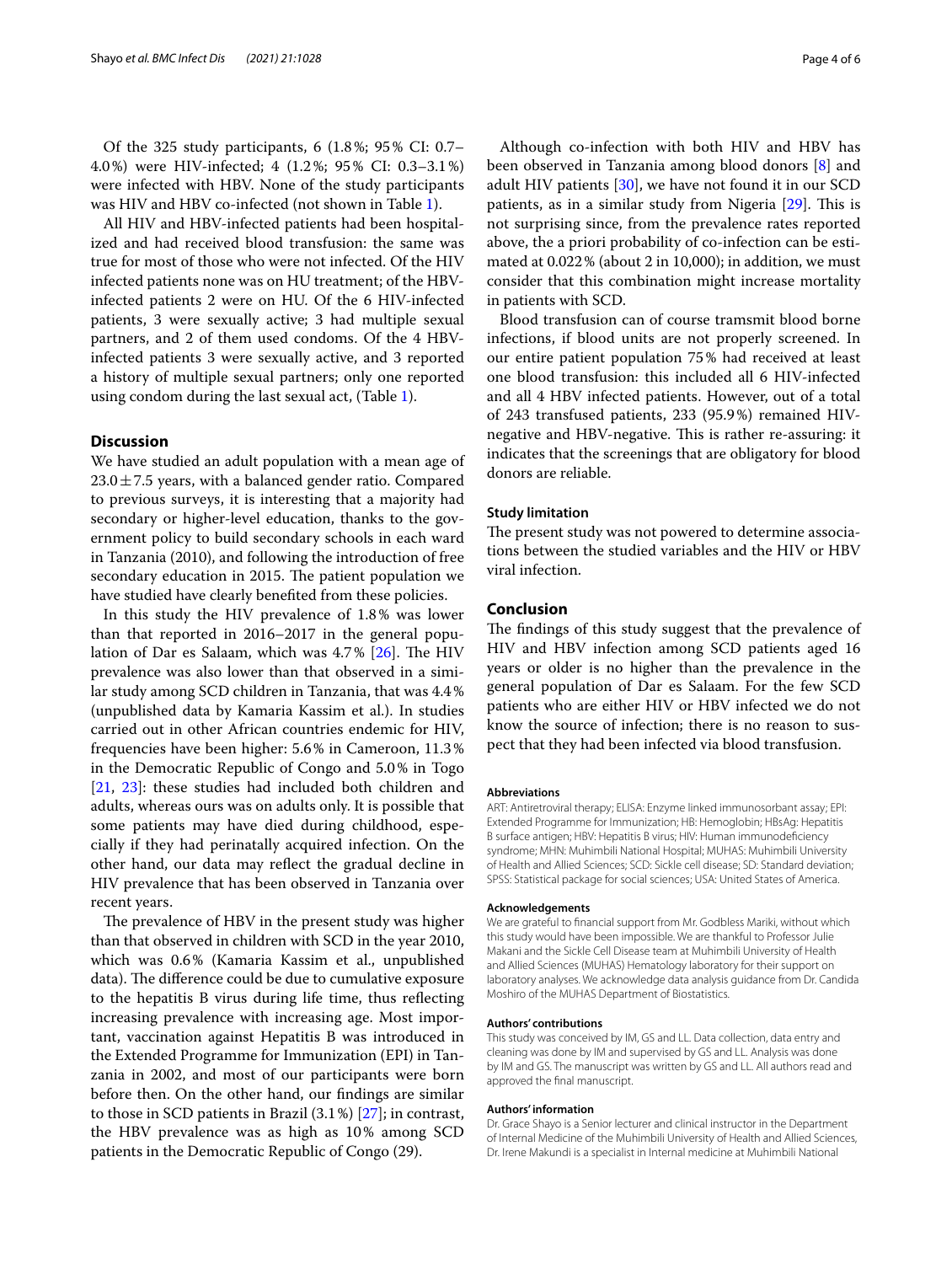Of the 325 study participants, 6 (1.8%; 95% CI: 0.7–4.0%) were HIV-infected; 4 (1.2%; 95% CI: 0.3–3.1%) were infected with HBV. None of the study participants was HIV and HBV co-infected (not shown in Table 1).

All HIV and HBV-infected patients had been hospitalized and had received blood transfusion: the same was true for most of those who were not infected. Of the HIV infected patients none was on HU treatment; of the HBV-infected patients 2 were on HU. Of the 6 HIV-infected patients, 3 were sexually active; 3 had multiple sexual partners, and 2 of them used condoms. Of the 4 HBV-infected patients 3 were sexually active, and 3 reported a history of multiple sexual partners; only one reported using condom during the last sexual act, (Table 1).

## Discussion

We have studied an adult population with a mean age of $23.0 \pm 7.5$ years, with a balanced gender ratio. Compared to previous surveys, it is interesting that a majority had secondary or higher-level education, thanks to the government policy to build secondary schools in each ward in Tanzania (2010), and following the introduction of free secondary education in 2015. The patient population we have studied have clearly benefited from these policies.

In this study the HIV prevalence of 1.8% was lower than that reported in 2016–2017 in the general population of Dar es Salaam, which was 4.7% [26]. The HIV prevalence was also lower than that observed in a similar study among SCD children in Tanzania, that was 4.4% (unpublished data by Kamaria Kassim et al.). In studies carried out in other African countries endemic for HIV, frequencies have been higher: 5.6% in Cameroon, 11.3% in the Democratic Republic of Congo and 5.0% in Togo [21, 23]: these studies had included both children and adults, whereas ours was on adults only. It is possible that some patients may have died during childhood, especially if they had perinatally acquired infection. On the other hand, our data may reflect the gradual decline in HIV prevalence that has been observed in Tanzania over recent years.

The prevalence of HBV in the present study was higher than that observed in children with SCD in the year 2010, which was 0.6% (Kamaria Kassim et al., unpublished data). The difference could be due to cumulative exposure to the hepatitis B virus during life time, thus reflecting increasing prevalence with increasing age. Most important, vaccination against Hepatitis B was introduced in the Extended Programme for Immunization (EPI) in Tanzania in 2002, and most of our participants were born before then. On the other hand, our findings are similar to those in SCD patients in Brazil (3.1%) [27]; in contrast, the HBV prevalence was as high as 10% among SCD patients in the Democratic Republic of Congo (29).

Although co-infection with both HIV and HBV has been observed in Tanzania among blood donors [8] and adult HIV patients [30], we have not found it in our SCD patients, as in a similar study from Nigeria [29]. This is not surprising since, from the prevalence rates reported above, the a priori probability of co-infection can be estimated at 0.022% (about 2 in 10,000); in addition, we must consider that this combination might increase mortality in patients with SCD.

Blood transfusion can of course tramsmit blood borne infections, if blood units are not properly screened. In our entire patient population 75% had received at least one blood transfusion: this included all 6 HIV-infected and all 4 HBV infected patients. However, out of a total of 243 transfused patients, 233 (95.9%) remained HIV-negative and HBV-negative. This is rather re-assuring: it indicates that the screenings that are obligatory for blood donors are reliable.

### Study limitation

The present study was not powered to determine associations between the studied variables and the HIV or HBV viral infection.

## Conclusion

The findings of this study suggest that the prevalence of HIV and HBV infection among SCD patients aged 16 years or older is no higher than the prevalence in the general population of Dar es Salaam. For the few SCD patients who are either HIV or HBV infected we do not know the source of infection; there is no reason to suspect that they had been infected via blood transfusion.

#### Abbreviations

ART: Antiretroviral therapy; ELISA: Enzyme linked immunosorbant assay; EPI: Extended Programme for Immunization; HB: Hemoglobin; HBsAg: Hepatitis B surface antigen; HBV: Hepatitis B virus; HIV: Human immunodeficiency syndrome; MHN: Muhimbili National Hospital; MUHAS: Muhimbili University of Health and Allied Sciences; SCD: Sickle cell disease; SD: Standard deviation; SPSS: Statistical package for social sciences; USA: United States of America.

#### Acknowledgements

We are grateful to financial support from Mr. Godbless Mariki, without which this study would have been impossible. We are thankful to Professor Julie Makani and the Sickle Cell Disease team at Muhimbili University of Health and Allied Sciences (MUHAS) Hematology laboratory for their support on laboratory analyses. We acknowledge data analysis guidance from Dr. Candida Moshiro of the MUHAS Department of Biostatistics.

#### Authors' contributions

This study was conceived by IM, GS and LL. Data collection, data entry and cleaning was done by IM and supervised by GS and LL. Analysis was done by IM and GS. The manuscript was written by GS and LL. All authors read and approved the final manuscript.

#### Authors' information

Dr. Grace Shayo is a Senior lecturer and clinical instructor in the Department of Internal Medicine of the Muhimbili University of Health and Allied Sciences, Dr. Irene Makundi is a specialist in Internal medicine at Muhimbili National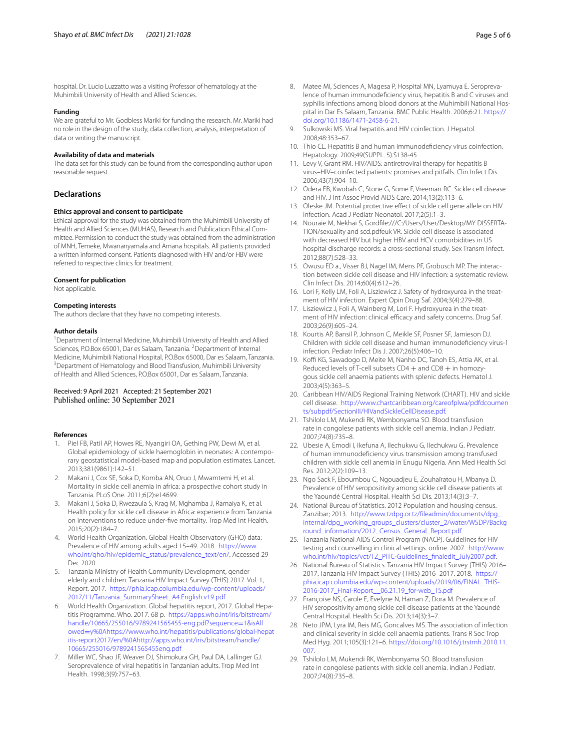hospital. Dr. Lucio Luzzatto was a visiting Professor of hematology at the Muhimbili University of Health and Allied Sciences.

### Funding

We are grateful to Mr. Godbless Mariki for funding the research. Mr. Mariki had no role in the design of the study, data collection, analysis, interpretation of data or writing the manuscript.

### Availability of data and materials

The data set for this study can be found from the corresponding author upon reasonable request.

## Declarations

### Ethics approval and consent to participate

Ethical approval for the study was obtained from the Muhimbili University of Health and Allied Sciences (MUHAS), Research and Publication Ethical Committee. Permission to conduct the study was obtained from the administration of MNH, Temeke, Mwananyamala and Amana hospitals. All patients provided a written informed consent. Patients diagnosed with HIV and/or HBV were referred to respective clinics for treatment.

### Consent for publication

Not applicable.

### Competing interests

The authors declare that they have no competing interests.

### Author details

[1]Department of Internal Medicine, Muhimbili University of Health and Allied Sciences, P.O.Box 65001, Dar es Salaam, Tanzania. [2]Department of Internal Medicine, Muhimbili National Hospital, P.O.Box 65000, Dar es Salaam, Tanzania. [3]Department of Hematology and Blood Transfusion, Muhimbili University of Health and Allied Sciences, P.O.Box 65001, Dar es Salaam, Tanzania.

Received: 9 April 2021 Accepted: 21 September 2021
Published online: 30 September 2021

### References

1. Piel FB, Patil AP, Howes RE, Nyangiri OA, Gething PW, Dewi M, et al. Global epidemiology of sickle haemoglobin in neonates: A contemporary geostatistical model-based map and population estimates. Lancet. 2013;381(9861):142–51.
2. Makani J, Cox SE, Soka D, Komba AN, Oruo J, Mwamtemi H, et al. Mortality in sickle cell anemia in africa: a prospective cohort study in Tanzania. PLoS One. 2011;6(2):e14699.
3. Makani J, Soka D, Rwezaula S, Krag M, Mghamba J, Ramaiya K, et al. Health policy for sickle cell disease in Africa: experience from Tanzania on interventions to reduce under-five mortality. Trop Med Int Health. 2015;20(2):184–7.
4. World Health Organization. Global Health Observatory (GHO) data: Prevalence of HIV among adults aged 15–49. 2018. https://www.who.int/gho/hiv/epidemic_status/prevalence_text/en/. Accessed 29 Dec 2020.
5. Tanzania Ministry of Health Community Development, gender elderly and children. Tanzania HIV Impact Survey (THIS) 2017. Vol. 1, Report. 2017. https://phia.icap.columbia.edu/wp-content/uploads/2017/11/Tanzania_SummarySheet_A4.English.v19.pdf
6. World Health Organization. Global hepatitis report, 2017. Global Hepatitis Programme. Who. 2017. 68 p. https://apps.who.int/iris/bitstream/handle/10665/255016/9789241565455-eng.pdf?sequence=1&isAllowed=y%0Ahttps://www.who.int/hepatitis/publications/global-hepatitis-report2017/en/%0Ahttp://apps.who.int/iris/bitstream/handle/10665/255016/9789241565455eng.pdf
7. Miller WC, Shao JF, Weaver DJ, Shimokura GH, Paul DA, Lallinger GJ. Seroprevalence of viral hepatitis in Tanzanian adults. Trop Med Int Health. 1998;3(9):757–63.
8. Matee MI, Sciences A, Magesa P, Hospital MN, Lyamuya E. Seroprevalence of human immunodeficiency virus, hepatitis B and C viruses and syphilis infections among blood donors at the Muhimbili National Hospital in Dar Es Salaam, Tanzania. BMC Public Health. 2006;6:21. https://doi.org/10.1186/1471-2458-6-21.
9. Sulkowski MS. Viral hepatitis and HIV coinfection. J Hepatol. 2008;48:353–67.
10. Thio CL. Hepatitis B and human immunodeficiency virus coinfection. Hepatology. 2009;49(SUPPL. 5).S138-45
11. Levy V, Grant RM. HIV/AIDS: antiretroviral therapy for hepatitis B virus–HIV–coinfected patients: promises and pitfalls. Clin Infect Dis. 2006;43(7):904–10.
12. Odera EB, Kwobah C, Stone G, Some F, Vreeman RC. Sickle cell disease and HIV. J Int Assoc Provid AIDS Care. 2014;13(2):113–6.
13. Oleske JM. Potential protective effect of sickle cell gene allele on HIV infection. Acad J Pediatr Neonatol. 2017;2(5):1–3.
14. Nouraie M, Nekhai S, Gordfile:///C:/Users/User/Desktop/MY DISSERTATION/sexuality and scd.pdfeuk VR. Sickle cell disease is associated with decreased HIV but higher HBV and HCV comorbidities in US hospital discharge records: a cross-sectional study. Sex Transm Infect. 2012;88(7):528–33.
15. Owusu ED a., Visser BJ, Nagel IM, Mens PF, Grobusch MP. The interaction between sickle cell disease and HIV infection: a systematic review. Clin Infect Dis. 2014;60(4):612–26.
16. Lori F, Kelly LM, Foli A, Lisziewicz J. Safety of hydroxyurea in the treatment of HIV infection. Expert Opin Drug Saf. 2004;3(4):279–88.
17. Lisziewicz J, Foli A, Wainberg M, Lori F. Hydroxyurea in the treatment of HIV infection: clinical efficacy and safety concerns. Drug Saf. 2003;26(9):605–24.
18. Kourtis AP, Bansil P, Johnson C, Meikle SF, Posner SF, Jamieson DJ. Children with sickle cell disease and human immunodeficiency virus-1 infection. Pediatr Infect Dis J. 2007;26(5):406–10.
19. Koffi KG, Sawadogo D, Meite M, Nanho DC, Tanoh ES, Attia AK, et al. Reduced levels of T-cell subsets CD4 + and CD8 + in homozygous sickle cell anaemia patients with splenic defects. Hematol J. 2003;4(5):363–5.
20. Caribbean HIV/AIDS Regional Training Network (CHART). HIV and sickle cell disease. http://www.chartcaribbean.org/careofplwa/pdfdocuments/subpdf/SectionIII/HIVandSickleCellDisease.pdf.
21. Tshilolo LM, Mukendi RK, Wembonyama SO. Blood transfusion rate in congolese patients with sickle cell anemia. Indian J Pediatr. 2007;74(8):735–8.
22. Ubesie A, Emodi I, Ikefuna A, Ilechukwu G, Ilechukwu G. Prevalence of human immunodeficiency virus transmission among transfused children with sickle cell anemia in Enugu Nigeria. Ann Med Health Sci Res. 2012;2(2):109–13.
23. Ngo Sack F, Eboumbou C, Ngouadjeu E, Zouhaïratou H, Mbanya D. Prevalence of HIV seropositivity among sickle cell disease patients at the Yaoundé Central Hospital. Health Sci Dis. 2013;14(3):3–7.
24. National Bureau of Statistics. 2012 Population and housing census. Zanzibar; 2013. http://www.tzdpg.or.tz/fileadmin/documents/dpg_internal/dpg_working_groups_clusters/cluster_2/water/WSDP/Background_information/2012_Census_General_Report.pdf
25. Tanzania National AIDS Control Program (NACP). Guidelines for HIV testing and counselling in clinical settings. online. 2007. http://www.who.int/hiv/topics/vct/TZ_PITC-Guidelines_finaledit_July2007.pdf.
26. National Bureau of Statistics. Tanzania HIV Impact Survey (THIS) 2016–2017. Tanzania HIV Impact Survey (THIS) 2016–2017. 2018. https://phia.icap.columbia.edu/wp-content/uploads/2019/06/FINAL_THIS-2016-2017_Final-Report__06.21.19_for-web_TS.pdf
27. Françoise NS, Carole E, Evelyne N, Haman Z, Dora M. Prevalence of HIV seropositivity among sickle cell disease patients at the Yaoundé Central Hospital. Health Sci Dis. 2013;14(3):3–7.
28. Neto JPM, Lyra IM, Reis MG, Goncalves MS. The association of infection and clinical severity in sickle cell anaemia patients. Trans R Soc Trop Med Hyg. 2011;105(3):121–6. https://doi.org/10.1016/j.trstmh.2010.11.007.
29. Tshilolo LM, Mukendi RK, Wembonyama SO. Blood transfusion rate in congolese patients with sickle cell anemia. Indian J Pediatr. 2007;74(8):735–8.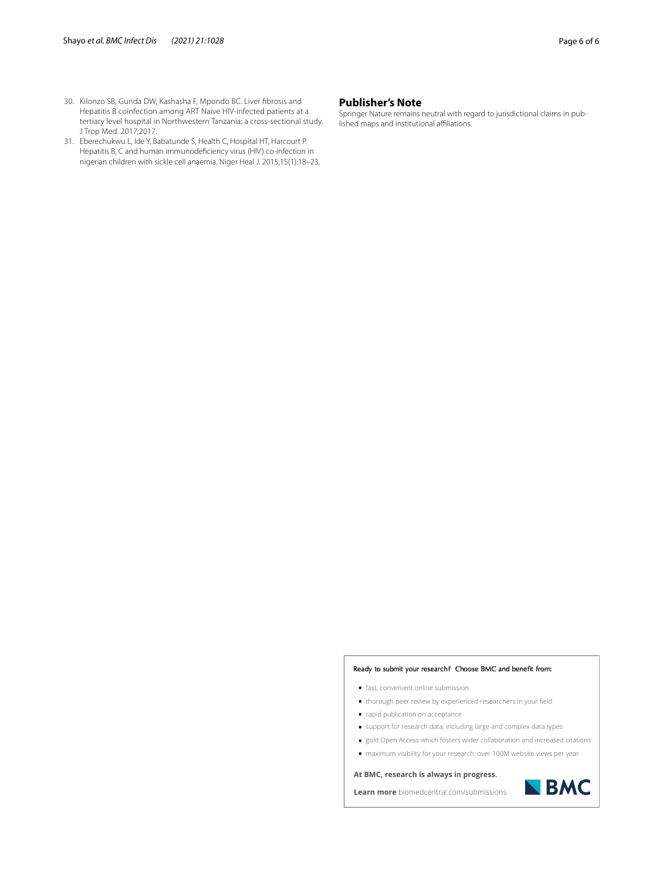30. Kilonzo SB, Gunda DW, Kashasha F, Mpondo BC. Liver fibrosis and Hepatitis B coinfection among ART Naive HIV-infected patients at a tertiary level hospital in Northwestern Tanzania: a cross-sectional study. J Trop Med. 2017;2017.
31. Eberechukwu L, Ide Y, Babatunde S, Health C, Hospital HT, Harcourt P. Hepatitis B, C and human immunodeficiency virus (HIV) co-infection in nigerian children with sickle cell anaemia. Niger Heal J. 2015;15(1):18–23.

## Publisher's Note

Springer Nature remains neutral with regard to jurisdictional claims in published maps and institutional affiliations.

Ready to submit your research? Choose BMC and benefit from:

- fast, convenient online submission
- thorough peer review by experienced researchers in your field
- rapid publication on acceptance
- support for research data, including large and complex data types
- gold Open Access which fosters wider collaboration and increased citations
- maximum visibility for your research: over 100M website views per year

**At BMC, research is always in progress.**

**Learn more** biomedcentral.com/submissions

BMC